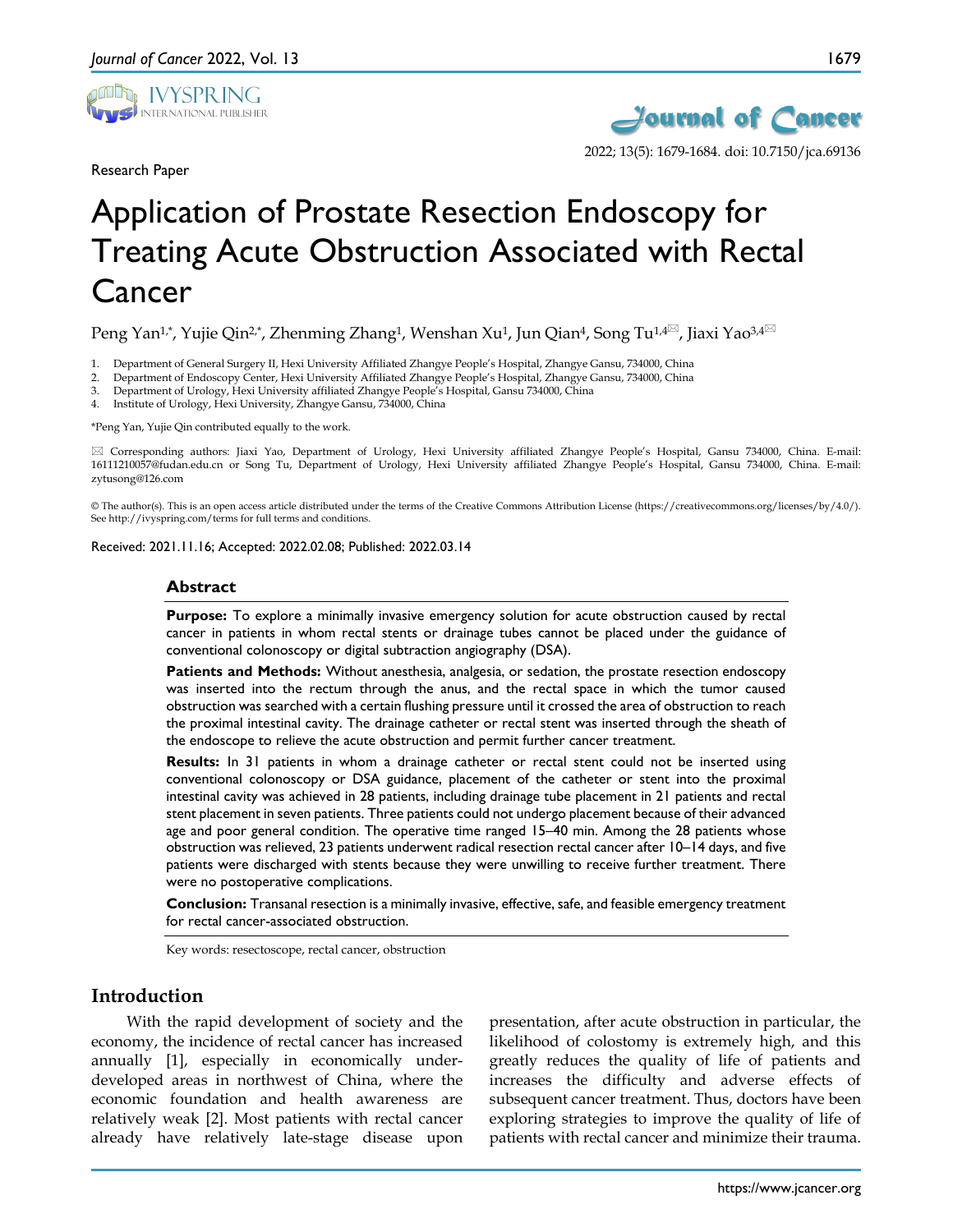Research Paper

# Application of Prostate Resection Endoscopy for Treating Acute Obstruction Associated with Rectal Cancer

Peng Yan[1,*], Yujie Qin[2,*], Zhenming Zhang[1], Wenshan Xu[1], Jun Qian[4], Song Tu[1,4✉], Jiaxi Yao[3,4✉]

1. Department of General Surgery II, Hexi University Affiliated Zhangye People's Hospital, Zhangye Gansu, 734000, China
2. Department of Endoscopy Center, Hexi University Affiliated Zhangye People's Hospital, Zhangye Gansu, 734000, China
3. Department of Urology, Hexi University affiliated Zhangye People's Hospital, Gansu 734000, China
4. Institute of Urology, Hexi University, Zhangye Gansu, 734000, China

*Peng Yan, Yujie Qin contributed equally to the work.

✉ Corresponding authors: Jiaxi Yao, Department of Urology, Hexi University affiliated Zhangye People's Hospital, Gansu 734000, China. E-mail: 16111210057@fudan.edu.cn or Song Tu, Department of Urology, Hexi University affiliated Zhangye People's Hospital, Gansu 734000, China. E-mail: zytusong@126.com

© The author(s). This is an open access article distributed under the terms of the Creative Commons Attribution License (https://creativecommons.org/licenses/by/4.0/). See http://ivyspring.com/terms for full terms and conditions.

Received: 2021.11.16; Accepted: 2022.02.08; Published: 2022.03.14

## Abstract

**Purpose:** To explore a minimally invasive emergency solution for acute obstruction caused by rectal cancer in patients in whom rectal stents or drainage tubes cannot be placed under the guidance of conventional colonoscopy or digital subtraction angiography (DSA).

**Patients and Methods:** Without anesthesia, analgesia, or sedation, the prostate resection endoscopy was inserted into the rectum through the anus, and the rectal space in which the tumor caused obstruction was searched with a certain flushing pressure until it crossed the area of obstruction to reach the proximal intestinal cavity. The drainage catheter or rectal stent was inserted through the sheath of the endoscope to relieve the acute obstruction and permit further cancer treatment.

**Results:** In 31 patients in whom a drainage catheter or rectal stent could not be inserted using conventional colonoscopy or DSA guidance, placement of the catheter or stent into the proximal intestinal cavity was achieved in 28 patients, including drainage tube placement in 21 patients and rectal stent placement in seven patients. Three patients could not undergo placement because of their advanced age and poor general condition. The operative time ranged 15–40 min. Among the 28 patients whose obstruction was relieved, 23 patients underwent radical resection rectal cancer after 10–14 days, and five patients were discharged with stents because they were unwilling to receive further treatment. There were no postoperative complications.

**Conclusion:** Transanal resection is a minimally invasive, effective, safe, and feasible emergency treatment for rectal cancer-associated obstruction.

Key words: resectoscope, rectal cancer, obstruction

## Introduction

With the rapid development of society and the economy, the incidence of rectal cancer has increased annually [1], especially in economically under-developed areas in northwest of China, where the economic foundation and health awareness are relatively weak [2]. Most patients with rectal cancer already have relatively late-stage disease upon presentation, after acute obstruction in particular, the likelihood of colostomy is extremely high, and this greatly reduces the quality of life of patients and increases the difficulty and adverse effects of subsequent cancer treatment. Thus, doctors have been exploring strategies to improve the quality of life of patients with rectal cancer and minimize their trauma.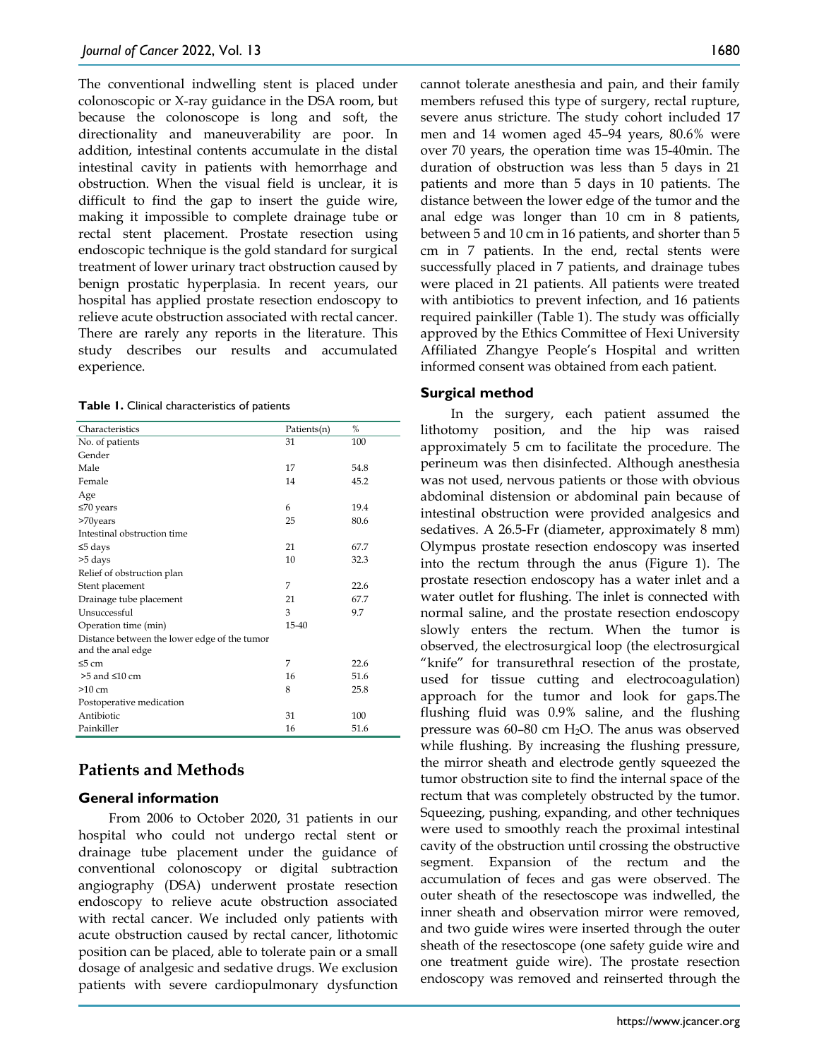The conventional indwelling stent is placed under colonoscopic or X-ray guidance in the DSA room, but because the colonoscope is long and soft, the directionality and maneuverability are poor. In addition, intestinal contents accumulate in the distal intestinal cavity in patients with hemorrhage and obstruction. When the visual field is unclear, it is difficult to find the gap to insert the guide wire, making it impossible to complete drainage tube or rectal stent placement. Prostate resection using endoscopic technique is the gold standard for surgical treatment of lower urinary tract obstruction caused by benign prostatic hyperplasia. In recent years, our hospital has applied prostate resection endoscopy to relieve acute obstruction associated with rectal cancer. There are rarely any reports in the literature. This study describes our results and accumulated experience.

**Table 1.** Clinical characteristics of patients

| Characteristics | Patients(n) | % |
|---|---|---|
| No. of patients | 31 | 100 |
| Gender | | |
| Male | 17 | 54.8 |
| Female | 14 | 45.2 |
| Age | | |
| ≤70 years | 6 | 19.4 |
| >70years | 25 | 80.6 |
| Intestinal obstruction time | | |
| ≤5 days | 21 | 67.7 |
| >5 days | 10 | 32.3 |
| Relief of obstruction plan | | |
| Stent placement | 7 | 22.6 |
| Drainage tube placement | 21 | 67.7 |
| Unsuccessful | 3 | 9.7 |
| Operation time (min) | 15-40 | |
| Distance between the lower edge of the tumor and the anal edge | | |
| ≤5 cm | 7 | 22.6 |
| >5 and ≤10 cm | 16 | 51.6 |
| >10 cm | 8 | 25.8 |
| Postoperative medication | | |
| Antibiotic | 31 | 100 |
| Painkiller | 16 | 51.6 |

## Patients and Methods

### General information

From 2006 to October 2020, 31 patients in our hospital who could not undergo rectal stent or drainage tube placement under the guidance of conventional colonoscopy or digital subtraction angiography (DSA) underwent prostate resection endoscopy to relieve acute obstruction associated with rectal cancer. We included only patients with acute obstruction caused by rectal cancer, lithotomic position can be placed, able to tolerate pain or a small dosage of analgesic and sedative drugs. We exclusion patients with severe cardiopulmonary dysfunction cannot tolerate anesthesia and pain, and their family members refused this type of surgery, rectal rupture, severe anus stricture. The study cohort included 17 men and 14 women aged 45–94 years, 80.6% were over 70 years, the operation time was 15-40min. The duration of obstruction was less than 5 days in 21 patients and more than 5 days in 10 patients. The distance between the lower edge of the tumor and the anal edge was longer than 10 cm in 8 patients, between 5 and 10 cm in 16 patients, and shorter than 5 cm in 7 patients. In the end, rectal stents were successfully placed in 7 patients, and drainage tubes were placed in 21 patients. All patients were treated with antibiotics to prevent infection, and 16 patients required painkiller (Table 1). The study was officially approved by the Ethics Committee of Hexi University Affiliated Zhangye People's Hospital and written informed consent was obtained from each patient.

### Surgical method

In the surgery, each patient assumed the lithotomy position, and the hip was raised approximately 5 cm to facilitate the procedure. The perineum was then disinfected. Although anesthesia was not used, nervous patients or those with obvious abdominal distension or abdominal pain because of intestinal obstruction were provided analgesics and sedatives. A 26.5-Fr (diameter, approximately 8 mm) Olympus prostate resection endoscopy was inserted into the rectum through the anus (Figure 1). The prostate resection endoscopy has a water inlet and a water outlet for flushing. The inlet is connected with normal saline, and the prostate resection endoscopy slowly enters the rectum. When the tumor is observed, the electrosurgical loop (the electrosurgical "knife" for transurethral resection of the prostate, used for tissue cutting and electrocoagulation) approach for the tumor and look for gaps.The flushing fluid was 0.9% saline, and the flushing pressure was 60–80 cm $H_2O$. The anus was observed while flushing. By increasing the flushing pressure, the mirror sheath and electrode gently squeezed the tumor obstruction site to find the internal space of the rectum that was completely obstructed by the tumor. Squeezing, pushing, expanding, and other techniques were used to smoothly reach the proximal intestinal cavity of the obstruction until crossing the obstructive segment. Expansion of the rectum and the accumulation of feces and gas were observed. The outer sheath of the resectoscope was indwelled, the inner sheath and observation mirror were removed, and two guide wires were inserted through the outer sheath of the resectoscope (one safety guide wire and one treatment guide wire). The prostate resection endoscopy was removed and reinserted through the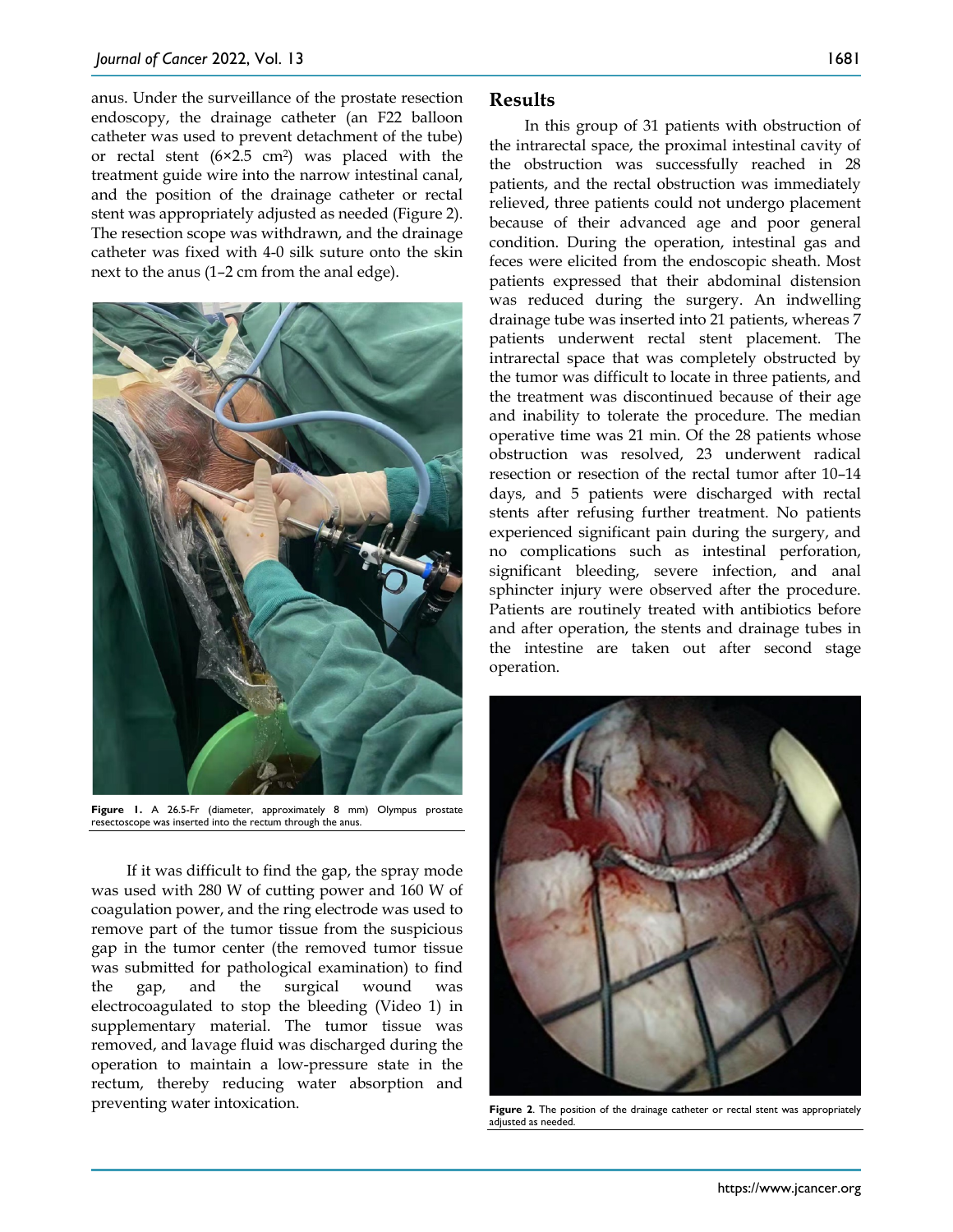anus. Under the surveillance of the prostate resection endoscopy, the drainage catheter (an F22 balloon catheter was used to prevent detachment of the tube) or rectal stent ($6 \times 2.5$ cm$^2$) was placed with the treatment guide wire into the narrow intestinal canal, and the position of the drainage catheter or rectal stent was appropriately adjusted as needed (Figure 2). The resection scope was withdrawn, and the drainage catheter was fixed with 4-0 silk suture onto the skin next to the anus (1–2 cm from the anal edge).

**Figure 1.** A 26.5-Fr (diameter, approximately 8 mm) Olympus prostate resectoscope was inserted into the rectum through the anus.

If it was difficult to find the gap, the spray mode was used with 280 W of cutting power and 160 W of coagulation power, and the ring electrode was used to remove part of the tumor tissue from the suspicious gap in the tumor center (the removed tumor tissue was submitted for pathological examination) to find the gap, and the surgical wound was electrocoagulated to stop the bleeding (Video 1) in supplementary material. The tumor tissue was removed, and lavage fluid was discharged during the operation to maintain a low-pressure state in the rectum, thereby reducing water absorption and preventing water intoxication.

## Results

In this group of 31 patients with obstruction of the intrarectal space, the proximal intestinal cavity of the obstruction was successfully reached in 28 patients, and the rectal obstruction was immediately relieved, three patients could not undergo placement because of their advanced age and poor general condition. During the operation, intestinal gas and feces were elicited from the endoscopic sheath. Most patients expressed that their abdominal distension was reduced during the surgery. An indwelling drainage tube was inserted into 21 patients, whereas 7 patients underwent rectal stent placement. The intrarectal space that was completely obstructed by the tumor was difficult to locate in three patients, and the treatment was discontinued because of their age and inability to tolerate the procedure. The median operative time was 21 min. Of the 28 patients whose obstruction was resolved, 23 underwent radical resection or resection of the rectal tumor after 10–14 days, and 5 patients were discharged with rectal stents after refusing further treatment. No patients experienced significant pain during the surgery, and no complications such as intestinal perforation, significant bleeding, severe infection, and anal sphincter injury were observed after the procedure. Patients are routinely treated with antibiotics before and after operation, the stents and drainage tubes in the intestine are taken out after second stage operation.

**Figure 2**. The position of the drainage catheter or rectal stent was appropriately adjusted as needed.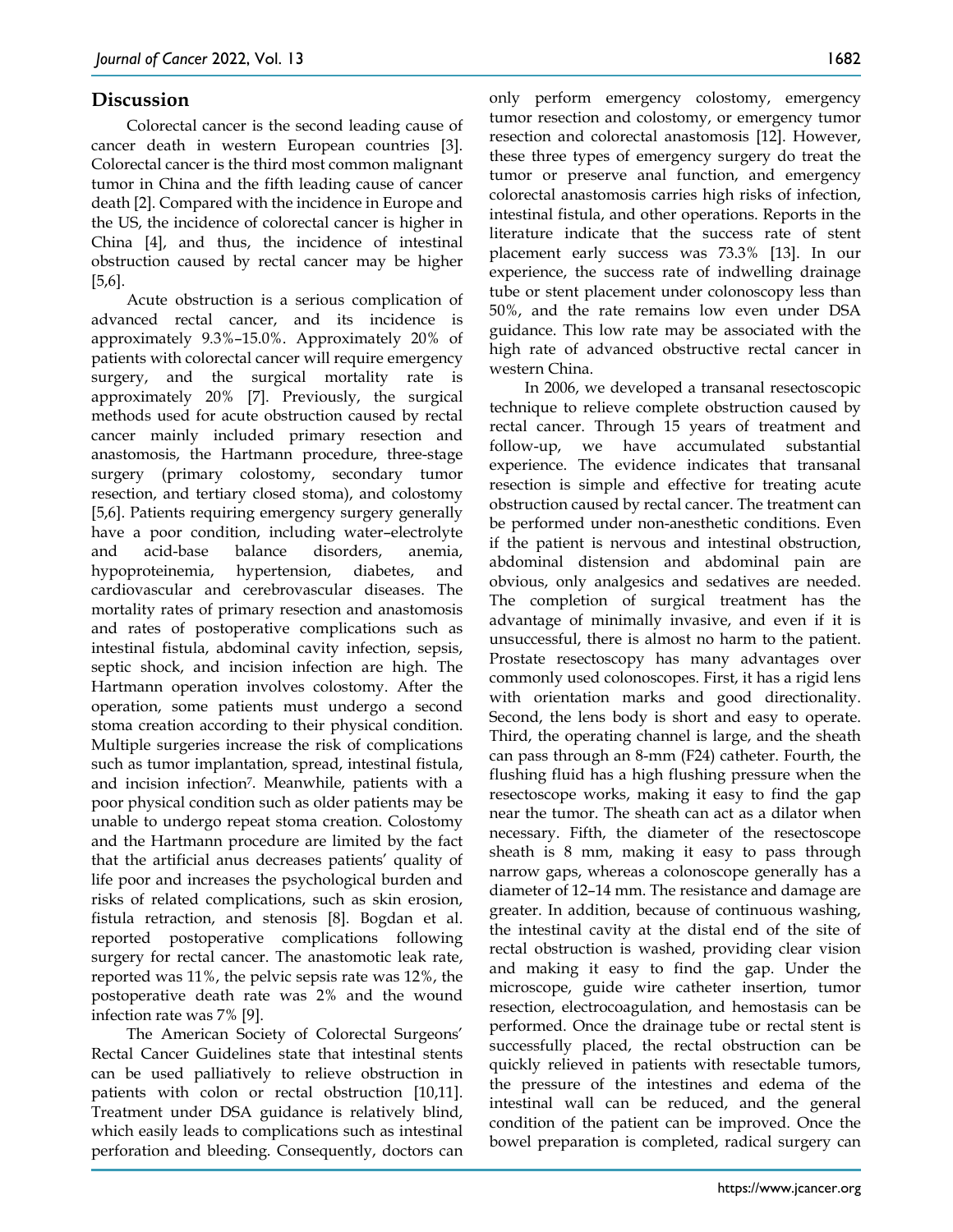## Discussion

Colorectal cancer is the second leading cause of cancer death in western European countries [3]. Colorectal cancer is the third most common malignant tumor in China and the fifth leading cause of cancer death [2]. Compared with the incidence in Europe and the US, the incidence of colorectal cancer is higher in China [4], and thus, the incidence of intestinal obstruction caused by rectal cancer may be higher [5,6].

Acute obstruction is a serious complication of advanced rectal cancer, and its incidence is approximately 9.3%–15.0%. Approximately 20% of patients with colorectal cancer will require emergency surgery, and the surgical mortality rate is approximately 20% [7]. Previously, the surgical methods used for acute obstruction caused by rectal cancer mainly included primary resection and anastomosis, the Hartmann procedure, three-stage surgery (primary colostomy, secondary tumor resection, and tertiary closed stoma), and colostomy [5,6]. Patients requiring emergency surgery generally have a poor condition, including water–electrolyte and acid-base balance disorders, anemia, hypoproteinemia, hypertension, diabetes, and cardiovascular and cerebrovascular diseases. The mortality rates of primary resection and anastomosis and rates of postoperative complications such as intestinal fistula, abdominal cavity infection, sepsis, septic shock, and incision infection are high. The Hartmann operation involves colostomy. After the operation, some patients must undergo a second stoma creation according to their physical condition. Multiple surgeries increase the risk of complications such as tumor implantation, spread, intestinal fistula, and incision infection[7]. Meanwhile, patients with a poor physical condition such as older patients may be unable to undergo repeat stoma creation. Colostomy and the Hartmann procedure are limited by the fact that the artificial anus decreases patients' quality of life poor and increases the psychological burden and risks of related complications, such as skin erosion, fistula retraction, and stenosis [8]. Bogdan et al. reported postoperative complications following surgery for rectal cancer. The anastomotic leak rate, reported was 11%, the pelvic sepsis rate was 12%, the postoperative death rate was 2% and the wound infection rate was 7% [9].

The American Society of Colorectal Surgeons' Rectal Cancer Guidelines state that intestinal stents can be used palliatively to relieve obstruction in patients with colon or rectal obstruction [10,11]. Treatment under DSA guidance is relatively blind, which easily leads to complications such as intestinal perforation and bleeding. Consequently, doctors can only perform emergency colostomy, emergency tumor resection and colostomy, or emergency tumor resection and colorectal anastomosis [12]. However, these three types of emergency surgery do treat the tumor or preserve anal function, and emergency colorectal anastomosis carries high risks of infection, intestinal fistula, and other operations. Reports in the literature indicate that the success rate of stent placement early success was 73.3% [13]. In our experience, the success rate of indwelling drainage tube or stent placement under colonoscopy less than 50%, and the rate remains low even under DSA guidance. This low rate may be associated with the high rate of advanced obstructive rectal cancer in western China.

In 2006, we developed a transanal resectoscopic technique to relieve complete obstruction caused by rectal cancer. Through 15 years of treatment and follow-up, we have accumulated substantial experience. The evidence indicates that transanal resection is simple and effective for treating acute obstruction caused by rectal cancer. The treatment can be performed under non-anesthetic conditions. Even if the patient is nervous and intestinal obstruction, abdominal distension and abdominal pain are obvious, only analgesics and sedatives are needed. The completion of surgical treatment has the advantage of minimally invasive, and even if it is unsuccessful, there is almost no harm to the patient. Prostate resectoscopy has many advantages over commonly used colonoscopes. First, it has a rigid lens with orientation marks and good directionality. Second, the lens body is short and easy to operate. Third, the operating channel is large, and the sheath can pass through an 8-mm (F24) catheter. Fourth, the flushing fluid has a high flushing pressure when the resectoscope works, making it easy to find the gap near the tumor. The sheath can act as a dilator when necessary. Fifth, the diameter of the resectoscope sheath is 8 mm, making it easy to pass through narrow gaps, whereas a colonoscope generally has a diameter of 12–14 mm. The resistance and damage are greater. In addition, because of continuous washing, the intestinal cavity at the distal end of the site of rectal obstruction is washed, providing clear vision and making it easy to find the gap. Under the microscope, guide wire catheter insertion, tumor resection, electrocoagulation, and hemostasis can be performed. Once the drainage tube or rectal stent is successfully placed, the rectal obstruction can be quickly relieved in the patients with resectable tumors, the pressure of the intestines and edema of the intestinal wall can be reduced, and the general condition of the patient can be improved. Once the bowel preparation is completed, radical surgery can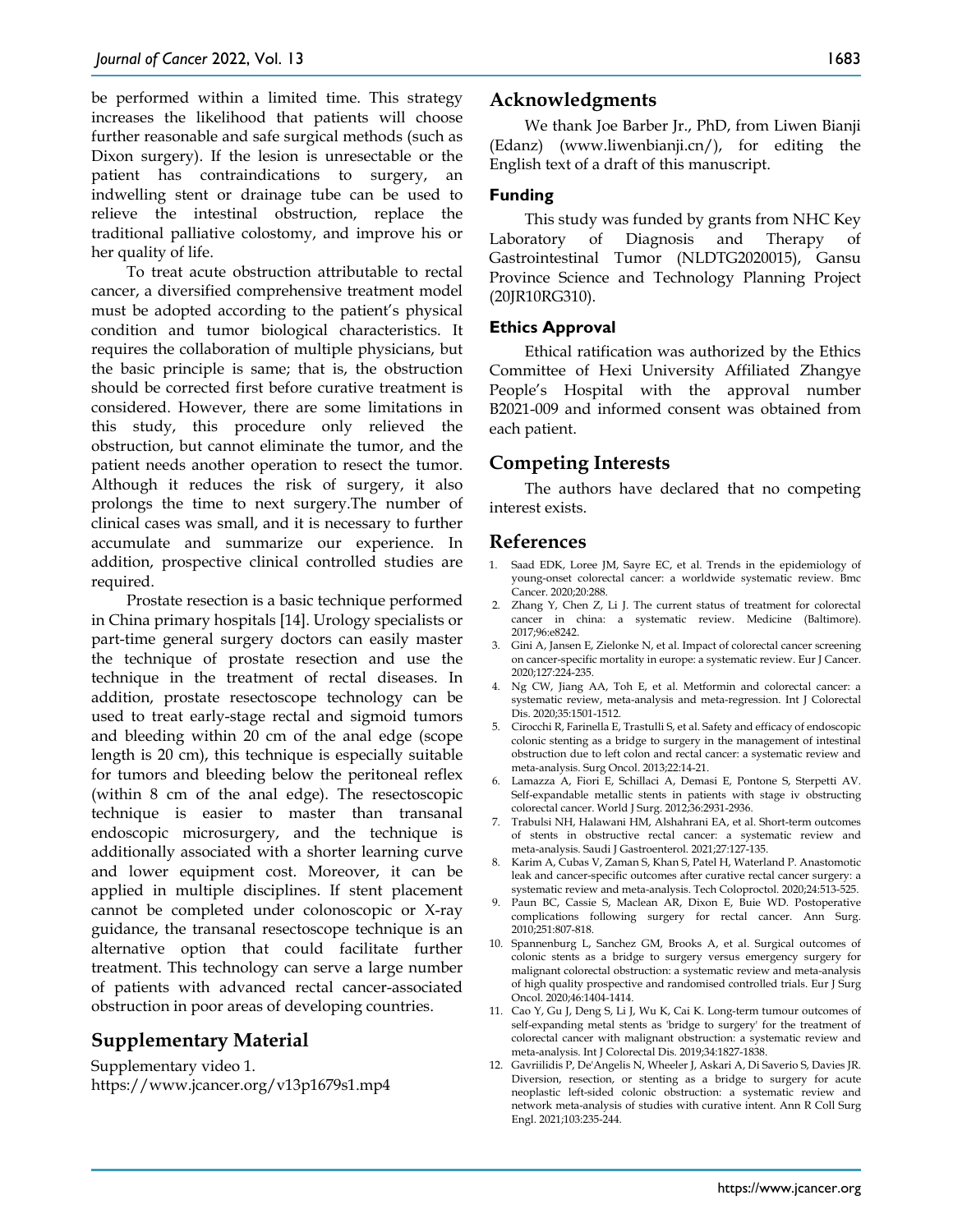be performed within a limited time. This strategy increases the likelihood that patients will choose further reasonable and safe surgical methods (such as Dixon surgery). If the lesion is unresectable or the patient has contraindications to surgery, an indwelling stent or drainage tube can be used to relieve the intestinal obstruction, replace the traditional palliative colostomy, and improve his or her quality of life.

To treat acute obstruction attributable to rectal cancer, a diversified comprehensive treatment model must be adopted according to the patient's physical condition and tumor biological characteristics. It requires the collaboration of multiple physicians, but the basic principle is same; that is, the obstruction should be corrected first before curative treatment is considered. However, there are some limitations in this study, this procedure only relieved the obstruction, but cannot eliminate the tumor, and the patient needs another operation to resect the tumor. Although it reduces the risk of surgery, it also prolongs the time to next surgery.The number of clinical cases was small, and it is necessary to further accumulate and summarize our experience. In addition, prospective clinical controlled studies are required.

Prostate resection is a basic technique performed in China primary hospitals [14]. Urology specialists or part-time general surgery doctors can easily master the technique of prostate resection and use the technique in the treatment of rectal diseases. In addition, prostate resectoscope technology can be used to treat early-stage rectal and sigmoid tumors and bleeding within 20 cm of the anal edge (scope length is 20 cm), this technique is especially suitable for tumors and bleeding below the peritoneal reflex (within 8 cm of the anal edge). The resectoscopic technique is easier to master than transanal endoscopic microsurgery, and the technique is additionally associated with a shorter learning curve and lower equipment cost. Moreover, it can be applied in multiple disciplines. If stent placement cannot be completed under colonoscopic or X-ray guidance, the transanal resectoscope technique is an alternative option that could facilitate further treatment. This technology can serve a large number of patients with advanced rectal cancer-associated obstruction in poor areas of developing countries.

## Supplementary Material

Supplementary video 1.
https://www.jcancer.org/v13p1679s1.mp4

## Acknowledgments

We thank Joe Barber Jr., PhD, from Liwen Bianji (Edanz) (www.liwenbianji.cn/), for editing the English text of a draft of this manuscript.

### Funding

This study was funded by grants from NHC Key Laboratory of Diagnosis and Therapy of Gastrointestinal Tumor (NLDTG2020015), Gansu Province Science and Technology Planning Project (20JR10RG310).

### Ethics Approval

Ethical ratification was authorized by the Ethics Committee of Hexi University Affiliated Zhangye People's Hospital with the approval number B2021-009 and informed consent was obtained from each patient.

## Competing Interests

The authors have declared that no competing interest exists.

## References

1. Saad EDK, Loree JM, Sayre EC, et al. Trends in the epidemiology of young-onset colorectal cancer: a worldwide systematic review. Bmc Cancer. 2020;20:288.
2. Zhang Y, Chen Z, Li J. The current status of treatment for colorectal cancer in china: a systematic review. Medicine (Baltimore). 2017;96:e8242.
3. Gini A, Jansen E, Zielonke N, et al. Impact of colorectal cancer screening on cancer-specific mortality in europe: a systematic review. Eur J Cancer. 2020;127:224-235.
4. Ng CW, Jiang AA, Toh E, et al. Metformin and colorectal cancer: a systematic review, meta-analysis and meta-regression. Int J Colorectal Dis. 2020;35:1501-1512.
5. Cirocchi R, Farinella E, Trastulli S, et al. Safety and efficacy of endoscopic colonic stenting as a bridge to surgery in the management of intestinal obstruction due to left colon and rectal cancer: a systematic review and meta-analysis. Surg Oncol. 2013;22:14-21.
6. Lamazza A, Fiori E, Schillaci A, Demasi E, Pontone S, Sterpetti AV. Self-expandable metallic stents in patients with stage iv obstructing colorectal cancer. World J Surg. 2012;36:2931-2936.
7. Trabulsi NH, Halawani HM, Alshahrani EA, et al. Short-term outcomes of stents in obstructive rectal cancer: a systematic review and meta-analysis. Saudi J Gastroenterol. 2021;27:127-135.
8. Karim A, Cubas V, Zaman S, Khan S, Patel H, Waterland P. Anastomotic leak and cancer-specific outcomes after curative rectal cancer surgery: a systematic review and meta-analysis. Tech Coloproctol. 2020;24:513-525.
9. Paun BC, Cassie S, Maclean AR, Dixon E, Buie WD. Postoperative complications following surgery for rectal cancer. Ann Surg. 2010;251:807-818.
10. Spannenburg L, Sanchez GM, Brooks A, et al. Surgical outcomes of colonic stents as a bridge to surgery versus emergency surgery for malignant colorectal obstruction: a systematic review and meta-analysis of high quality prospective and randomised controlled trials. Eur J Surg Oncol. 2020;46:1404-1414.
11. Cao Y, Gu J, Deng S, Li J, Wu K, Cai K. Long-term tumour outcomes of self-expanding metal stents as 'bridge to surgery' for the treatment of colorectal cancer with malignant obstruction: a systematic review and meta-analysis. Int J Colorectal Dis. 2019;34:1827-1838.
12. Gavriilidis P, De'Angelis N, Wheeler J, Askari A, Di Saverio S, Davies JR. Diversion, resection, or stenting as a bridge to surgery for acute neoplastic left-sided colonic obstruction: a systematic review and network meta-analysis of studies with curative intent. Ann R Coll Surg Engl. 2021;103:235-244.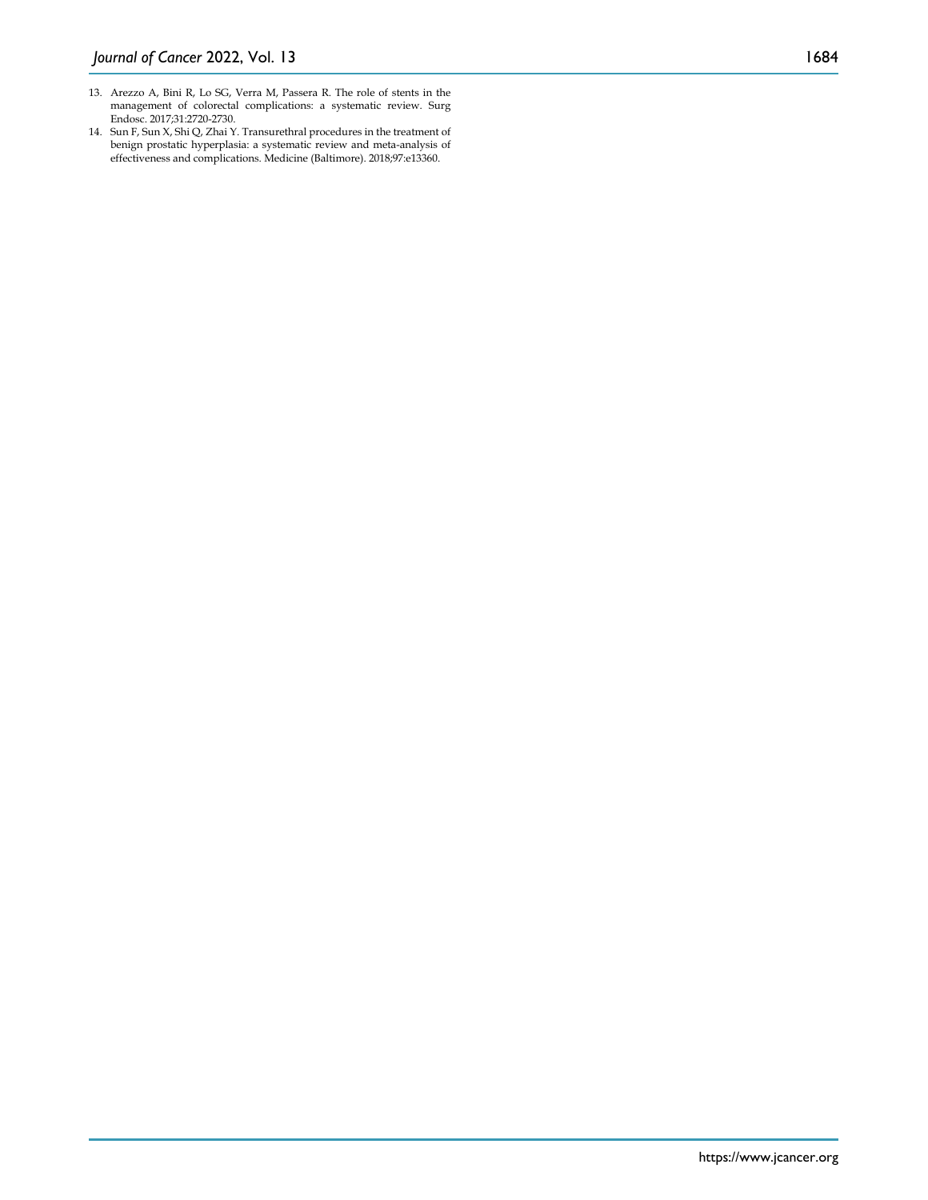13. Arezzo A, Bini R, Lo SG, Verra M, Passera R. The role of stents in the management of colorectal complications: a systematic review. Surg Endosc. 2017;31:2720-2730.
14. Sun F, Sun X, Shi Q, Zhai Y. Transurethral procedures in the treatment of benign prostatic hyperplasia: a systematic review and meta-analysis of effectiveness and complications. Medicine (Baltimore). 2018;97:e13360.